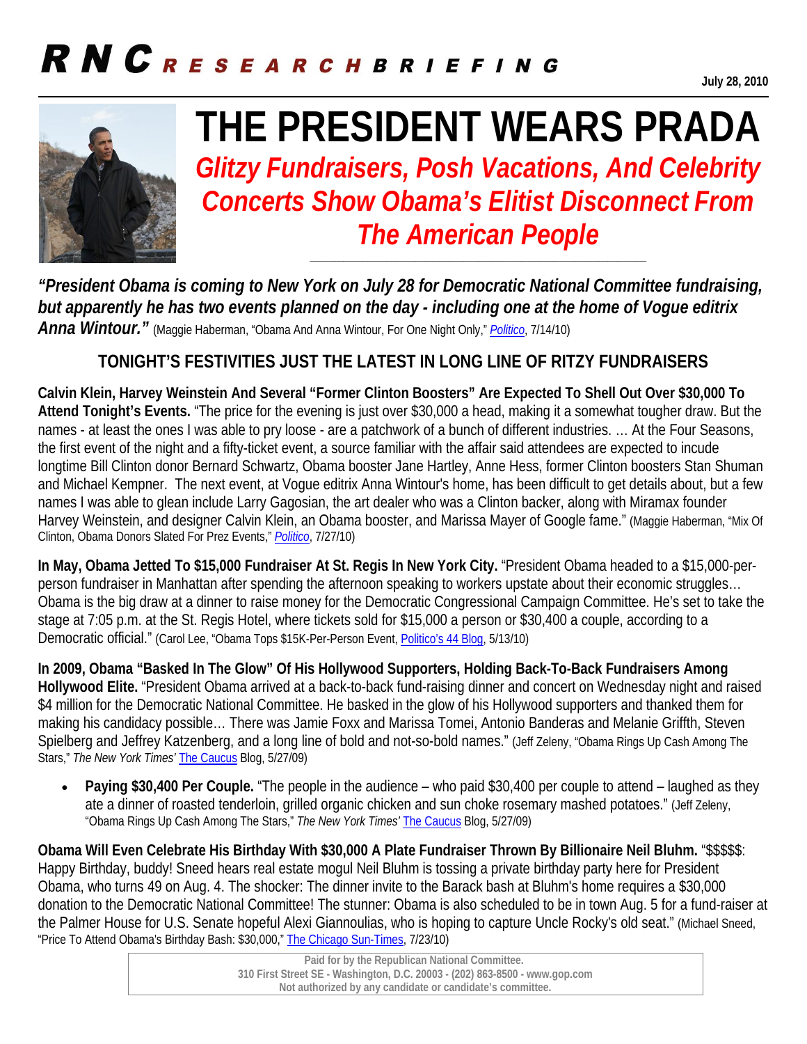# RNC RESEARCH BRIEFING

July 28, 2010

# THE PRESIDENT WEARS PRADA

## *Glitzy Fundraisers, Posh Vacations, And Celebrity Concerts Show Obama's Elitist Disconnect From The American People*

***"President Obama is coming to New York on July 28 for Democratic National Committee fundraising, but apparently he has two events planned on the day - including one at the home of Vogue editrix Anna Wintour."*** (Maggie Haberman, "Obama And Anna Wintour, For One Night Only," *Politico*, 7/14/10)

### TONIGHT'S FESTIVITIES JUST THE LATEST IN LONG LINE OF RITZY FUNDRAISERS

**Calvin Klein, Harvey Weinstein And Several "Former Clinton Boosters" Are Expected To Shell Out Over $30,000 To Attend Tonight's Events.** "The price for the evening is just over $30,000 a head, making it a somewhat tougher draw. But the names - at least the ones I was able to pry loose - are a patchwork of a bunch of different industries. … At the Four Seasons, the first event of the night and a fifty-ticket event, a source familiar with the affair said attendees are expected to incude longtime Bill Clinton donor Bernard Schwartz, Obama booster Jane Hartley, Anne Hess, former Clinton boosters Stan Shuman and Michael Kempner. The next event, at Vogue editrix Anna Wintour's home, has been difficult to get details about, but a few names I was able to glean include Larry Gagosian, the art dealer who was a Clinton backer, along with Miramax founder Harvey Weinstein, and designer Calvin Klein, an Obama booster, and Marissa Mayer of Google fame." (Maggie Haberman, "Mix Of Clinton, Obama Donors Slated For Prez Events," *Politico*, 7/27/10)

**In May, Obama Jetted To $15,000 Fundraiser At St. Regis In New York City.** "President Obama headed to a $15,000-per-person fundraiser in Manhattan after spending the afternoon speaking to workers upstate about their economic struggles… Obama is the big draw at a dinner to raise money for the Democratic Congressional Campaign Committee. He's set to take the stage at 7:05 p.m. at the St. Regis Hotel, where tickets sold for $15,000 a person or $30,400 a couple, according to a Democratic official." (Carol Lee, "Obama Tops $15K-Per-Person Event, Politico's 44 Blog, 5/13/10)

**In 2009, Obama "Basked In The Glow" Of His Hollywood Supporters, Holding Back-To-Back Fundraisers Among Hollywood Elite.** "President Obama arrived at a back-to-back fund-raising dinner and concert on Wednesday night and raised $4 million for the Democratic National Committee. He basked in the glow of his Hollywood supporters and thanked them for making his candidacy possible… There was Jamie Foxx and Marissa Tomei, Antonio Banderas and Melanie Griffth, Steven Spielberg and Jeffrey Katzenberg, and a long line of bold and not-so-bold names." (Jeff Zeleny, "Obama Rings Up Cash Among The Stars," *The New York Times'* The Caucus Blog, 5/27/09)

- **Paying $30,400 Per Couple.** "The people in the audience – who paid $30,400 per couple to attend – laughed as they ate a dinner of roasted tenderloin, grilled organic chicken and sun choke rosemary mashed potatoes." (Jeff Zeleny, "Obama Rings Up Cash Among The Stars," *The New York Times'* The Caucus Blog, 5/27/09)

**Obama Will Even Celebrate His Birthday With $30,000 A Plate Fundraiser Thrown By Billionaire Neil Bluhm.** "$$$$$: Happy Birthday, buddy! Sneed hears real estate mogul Neil Bluhm is tossing a private birthday party here for President Obama, who turns 49 on Aug. 4. The shocker: The dinner invite to the Barack bash at Bluhm's home requires a $30,000 donation to the Democratic National Committee! The stunner: Obama is also scheduled to be in town Aug. 5 for a fund-raiser at the Palmer House for U.S. Senate hopeful Alexi Giannoulias, who is hoping to capture Uncle Rocky's old seat." (Michael Sneed, "Price To Attend Obama's Birthday Bash: $30,000," The Chicago Sun-Times, 7/23/10)

Paid for by the Republican National Committee.
310 First Street SE - Washington, D.C. 20003 - (202) 863-8500 - www.gop.com
Not authorized by any candidate or candidate's committee.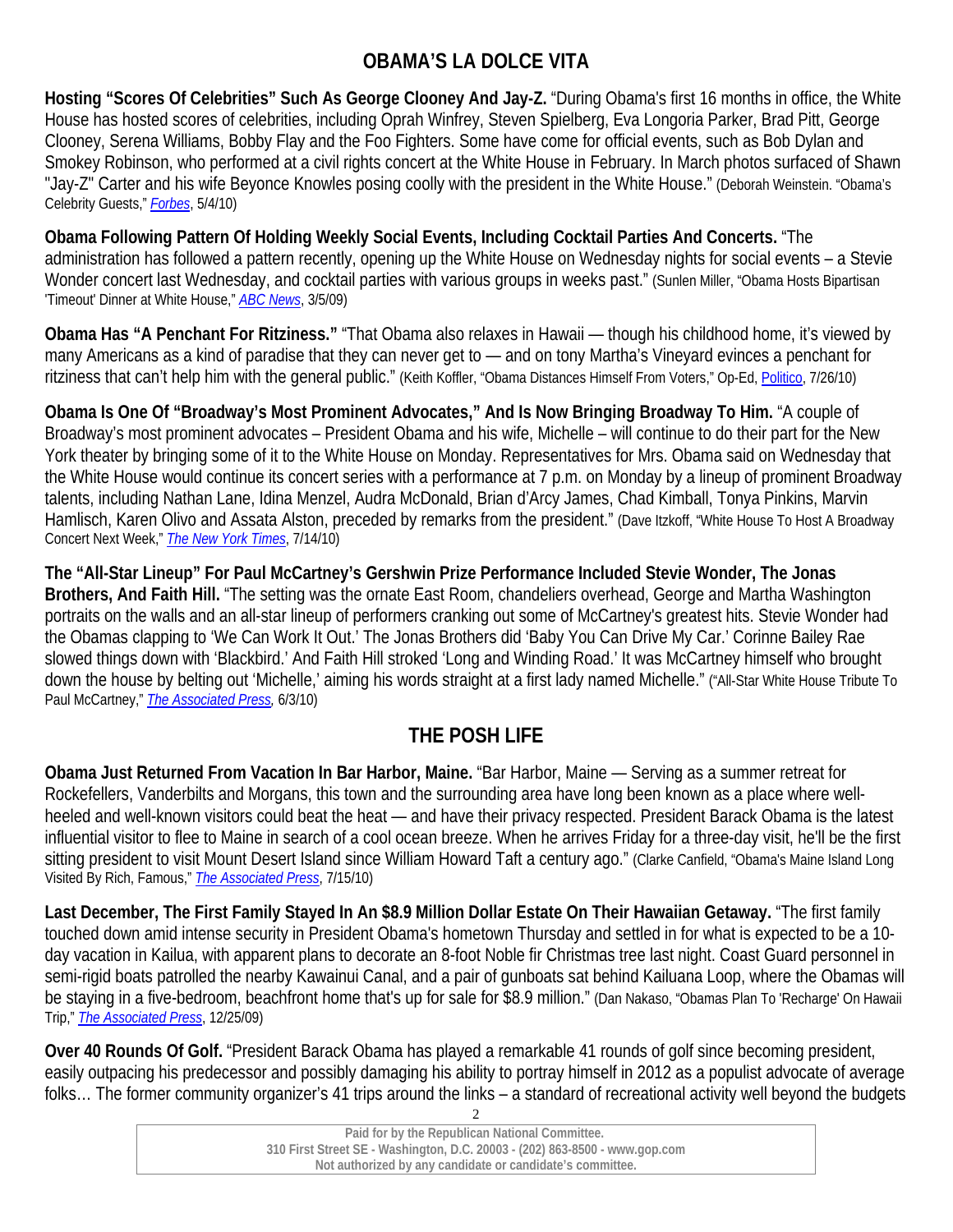## OBAMA'S LA DOLCE VITA

**Hosting "Scores Of Celebrities" Such As George Clooney And Jay-Z.** "During Obama's first 16 months in office, the White House has hosted scores of celebrities, including Oprah Winfrey, Steven Spielberg, Eva Longoria Parker, Brad Pitt, George Clooney, Serena Williams, Bobby Flay and the Foo Fighters. Some have come for official events, such as Bob Dylan and Smokey Robinson, who performed at a civil rights concert at the White House in February. In March photos surfaced of Shawn "Jay-Z" Carter and his wife Beyonce Knowles posing coolly with the president in the White House." (Deborah Weinstein. "Obama's Celebrity Guests," *Forbes*, 5/4/10)

**Obama Following Pattern Of Holding Weekly Social Events, Including Cocktail Parties And Concerts.** "The administration has followed a pattern recently, opening up the White House on Wednesday nights for social events – a Stevie Wonder concert last Wednesday, and cocktail parties with various groups in weeks past." (Sunlen Miller, "Obama Hosts Bipartisan 'Timeout' Dinner at White House," *ABC News*, 3/5/09)

**Obama Has "A Penchant For Ritziness."** "That Obama also relaxes in Hawaii — though his childhood home, it's viewed by many Americans as a kind of paradise that they can never get to — and on tony Martha's Vineyard evinces a penchant for ritziness that can't help him with the general public." (Keith Koffler, "Obama Distances Himself From Voters," Op-Ed, Politico, 7/26/10)

**Obama Is One Of "Broadway's Most Prominent Advocates," And Is Now Bringing Broadway To Him.** "A couple of Broadway's most prominent advocates – President Obama and his wife, Michelle – will continue to do their part for the New York theater by bringing some of it to the White House on Monday. Representatives for Mrs. Obama said on Wednesday that the White House would continue its concert series with a performance at 7 p.m. on Monday by a lineup of prominent Broadway talents, including Nathan Lane, Idina Menzel, Audra McDonald, Brian d'Arcy James, Chad Kimball, Tonya Pinkins, Marvin Hamlisch, Karen Olivo and Assata Alston, preceded by remarks from the president." (Dave Itzkoff, "White House To Host A Broadway Concert Next Week," *The New York Times*, 7/14/10)

**The "All-Star Lineup" For Paul McCartney's Gershwin Prize Performance Included Stevie Wonder, The Jonas Brothers, And Faith Hill.** "The setting was the ornate East Room, chandeliers overhead, George and Martha Washington portraits on the walls and an all-star lineup of performers cranking out some of McCartney's greatest hits. Stevie Wonder had the Obamas clapping to 'We Can Work It Out.' The Jonas Brothers did 'Baby You Can Drive My Car.' Corinne Bailey Rae slowed things down with 'Blackbird.' And Faith Hill stroked 'Long and Winding Road.' It was McCartney himself who brought down the house by belting out 'Michelle,' aiming his words straight at a first lady named Michelle." ("All-Star White House Tribute To Paul McCartney," *The Associated Press,* 6/3/10)

## THE POSH LIFE

**Obama Just Returned From Vacation In Bar Harbor, Maine.** "Bar Harbor, Maine — Serving as a summer retreat for Rockefellers, Vanderbilts and Morgans, this town and the surrounding area have long been known as a place where well-heeled and well-known visitors could beat the heat — and have their privacy respected. President Barack Obama is the latest influential visitor to flee to Maine in search of a cool ocean breeze. When he arrives Friday for a three-day visit, he'll be the first sitting president to visit Mount Desert Island since William Howard Taft a century ago." (Clarke Canfield, "Obama's Maine Island Long Visited By Rich, Famous," *The Associated Press*, 7/15/10)

**Last December, The First Family Stayed In An $8.9 Million Dollar Estate On Their Hawaiian Getaway.** "The first family touched down amid intense security in President Obama's hometown Thursday and settled in for what is expected to be a 10-day vacation in Kailua, with apparent plans to decorate an 8-foot Noble fir Christmas tree last night. Coast Guard personnel in semi-rigid boats patrolled the nearby Kawainui Canal, and a pair of gunboats sat behind Kailuana Loop, where the Obamas will be staying in a five-bedroom, beachfront home that's up for sale for $8.9 million." (Dan Nakaso, "Obamas Plan To 'Recharge' On Hawaii Trip," *The Associated Press*, 12/25/09)

**Over 40 Rounds Of Golf.** "President Barack Obama has played a remarkable 41 rounds of golf since becoming president, easily outpacing his predecessor and possibly damaging his ability to portray himself in 2012 as a populist advocate of average folks… The former community organizer's 41 trips around the links – a standard of recreational activity well beyond the budgets

Paid for by the Republican National Committee.
310 First Street SE - Washington, D.C. 20003 - (202) 863-8500 - www.gop.com
Not authorized by any candidate or candidate's committee.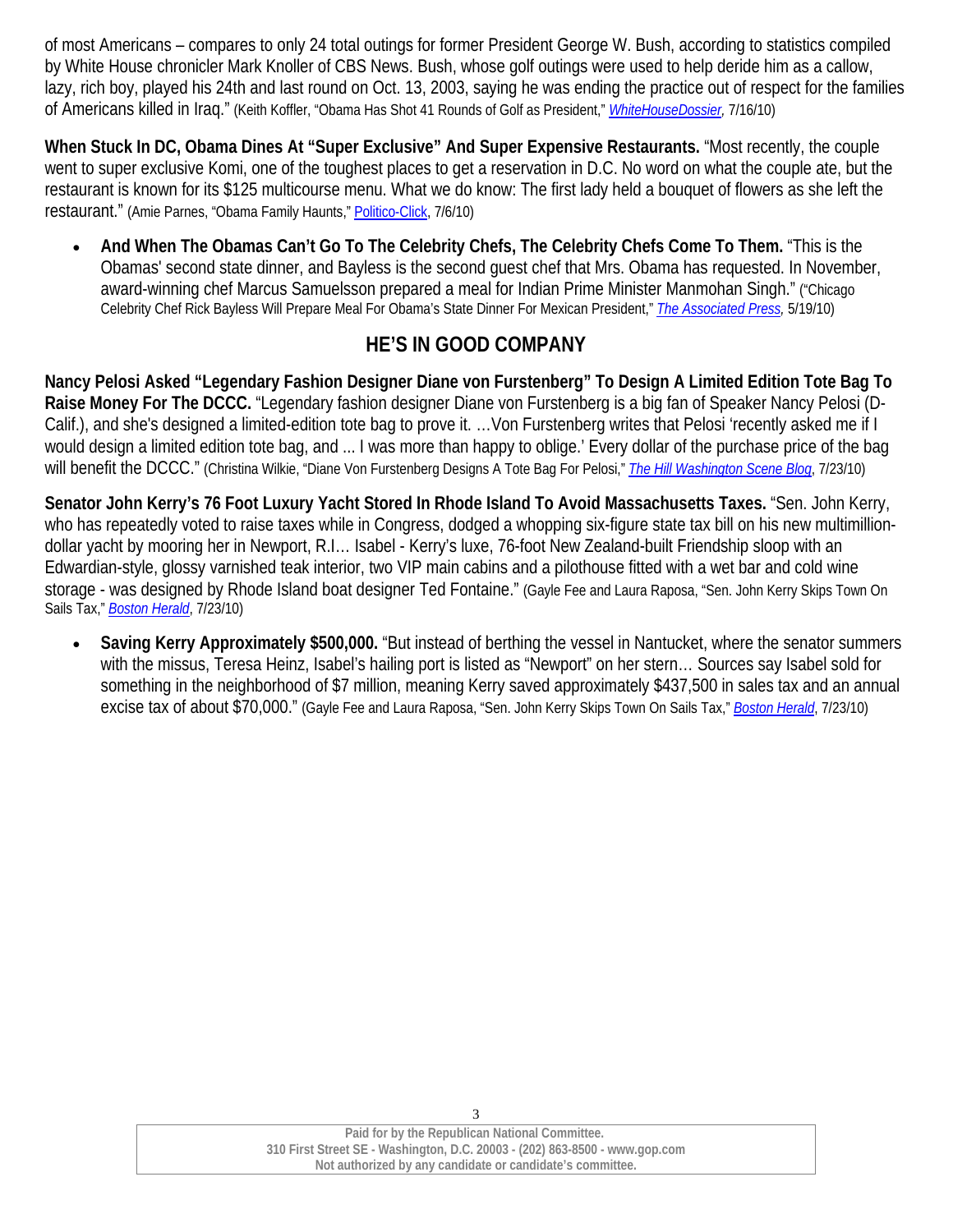of most Americans – compares to only 24 total outings for former President George W. Bush, according to statistics compiled by White House chronicler Mark Knoller of CBS News. Bush, whose golf outings were used to help deride him as a callow, lazy, rich boy, played his 24th and last round on Oct. 13, 2003, saying he was ending the practice out of respect for the families of Americans killed in Iraq." (Keith Koffler, "Obama Has Shot 41 Rounds of Golf as President," *WhiteHouseDossier*, 7/16/10)

**When Stuck In DC, Obama Dines At "Super Exclusive" And Super Expensive Restaurants.** "Most recently, the couple went to super exclusive Komi, one of the toughest places to get a reservation in D.C. No word on what the couple ate, but the restaurant is known for its $125 multicourse menu. What we do know: The first lady held a bouquet of flowers as she left the restaurant." (Amie Parnes, "Obama Family Haunts," Politico-Click, 7/6/10)

- **And When The Obamas Can't Go To The Celebrity Chefs, The Celebrity Chefs Come To Them.** "This is the Obamas' second state dinner, and Bayless is the second guest chef that Mrs. Obama has requested. In November, award-winning chef Marcus Samuelsson prepared a meal for Indian Prime Minister Manmohan Singh." ("Chicago Celebrity Chef Rick Bayless Will Prepare Meal For Obama's State Dinner For Mexican President," *The Associated Press*, 5/19/10)

## HE'S IN GOOD COMPANY

**Nancy Pelosi Asked "Legendary Fashion Designer Diane von Furstenberg" To Design A Limited Edition Tote Bag To Raise Money For The DCCC.** "Legendary fashion designer Diane von Furstenberg is a big fan of Speaker Nancy Pelosi (D-Calif.), and she's designed a limited-edition tote bag to prove it. …Von Furstenberg writes that Pelosi 'recently asked me if I would design a limited edition tote bag, and ... I was more than happy to oblige.' Every dollar of the purchase price of the bag will benefit the DCCC." (Christina Wilkie, "Diane Von Furstenberg Designs A Tote Bag For Pelosi," *The Hill Washington Scene Blog*, 7/23/10)

**Senator John Kerry's 76 Foot Luxury Yacht Stored In Rhode Island To Avoid Massachusetts Taxes.** "Sen. John Kerry, who has repeatedly voted to raise taxes while in Congress, dodged a whopping six-figure state tax bill on his new multimillion-dollar yacht by mooring her in Newport, R.I… Isabel - Kerry's luxe, 76-foot New Zealand-built Friendship sloop with an Edwardian-style, glossy varnished teak interior, two VIP main cabins and a pilothouse fitted with a wet bar and cold wine storage - was designed by Rhode Island boat designer Ted Fontaine." (Gayle Fee and Laura Raposa, "Sen. John Kerry Skips Town On Sails Tax," *Boston Herald*, 7/23/10)

- **Saving Kerry Approximately $500,000.** "But instead of berthing the vessel in Nantucket, where the senator summers with the missus, Teresa Heinz, Isabel's hailing port is listed as "Newport" on her stern… Sources say Isabel sold for something in the neighborhood of $7 million, meaning Kerry saved approximately $437,500 in sales tax and an annual excise tax of about $70,000." (Gayle Fee and Laura Raposa, "Sen. John Kerry Skips Town On Sails Tax," *Boston Herald*, 7/23/10)

Paid for by the Republican National Committee.
310 First Street SE - Washington, D.C. 20003 - (202) 863-8500 - www.gop.com
Not authorized by any candidate or candidate's committee.